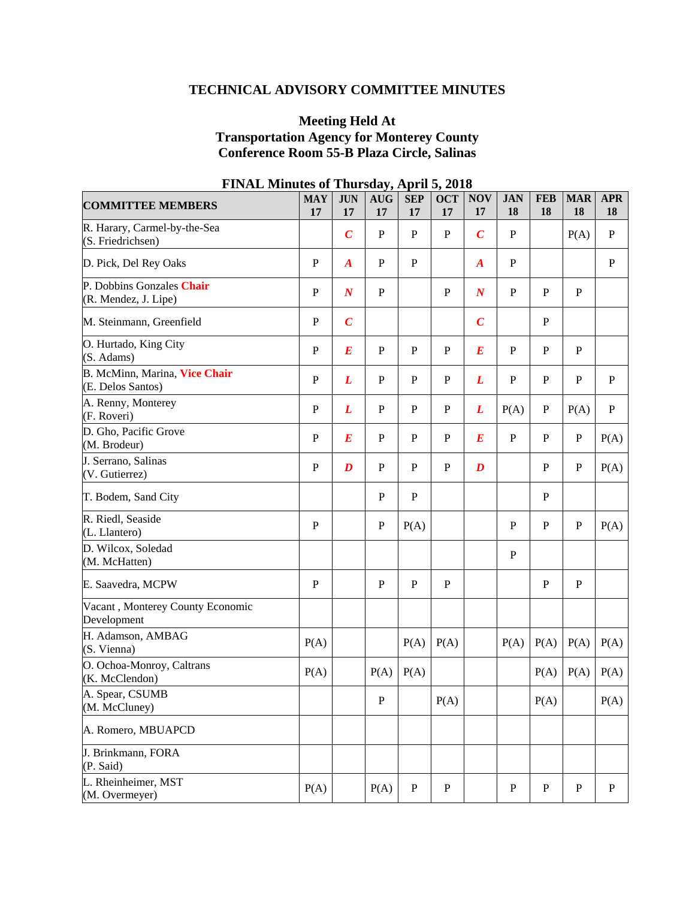# TECHNICAL ADVISORY COMMITTEE MINUTES

## Meeting Held At
## Transportation Agency for Monterey County
## Conference Room 55-B Plaza Circle, Salinas

## FINAL Minutes of Thursday, April 5, 2018

| COMMITTEE MEMBERS | MAY 17 | JUN 17 | AUG 17 | SEP 17 | OCT 17 | NOV 17 | JAN 18 | FEB 18 | MAR 18 | APR 18 |
|---|---|---|---|---|---|---|---|---|---|---|
| R. Harary, Carmel-by-the-Sea (S. Friedrichsen) | | ***C*** | P | P | P | ***C*** | P | | P(A) | P |
| D. Pick, Del Rey Oaks | P | ***A*** | P | P | | ***A*** | P | | | P |
| P. Dobbins Gonzales **Chair** (R. Mendez, J. Lipe) | P | ***N*** | P | | P | ***N*** | P | P | P | |
| M. Steinmann, Greenfield | P | ***C*** | | | | ***C*** | | P | | |
| O. Hurtado, King City (S. Adams) | P | ***E*** | P | P | P | ***E*** | P | P | P | |
| B. McMinn, Marina, **Vice Chair** (E. Delos Santos) | P | ***L*** | P | P | P | ***L*** | P | P | P | P |
| A. Renny, Monterey (F. Roveri) | P | ***L*** | P | P | P | ***L*** | P(A) | P | P(A) | P |
| D. Gho, Pacific Grove (M. Brodeur) | P | ***E*** | P | P | P | ***E*** | P | P | P | P(A) |
| J. Serrano, Salinas (V. Gutierrez) | P | ***D*** | P | P | P | ***D*** | | P | P | P(A) |
| T. Bodem, Sand City | | | P | P | | | | P | | |
| R. Riedl, Seaside (L. Llantero) | P | | P | P(A) | | | P | P | P | P(A) |
| D. Wilcox, Soledad (M. McHatten) | | | | | | | P | | | |
| E. Saavedra, MCPW | P | | P | P | P | | | P | P | |
| Vacant , Monterey County Economic Development | | | | | | | | | | |
| H. Adamson, AMBAG (S. Vienna) | P(A) | | | P(A) | P(A) | | P(A) | P(A) | P(A) | P(A) |
| O. Ochoa-Monroy, Caltrans (K. McClendon) | P(A) | | P(A) | P(A) | | | | P(A) | P(A) | P(A) |
| A. Spear, CSUMB (M. McCluney) | | | P | | P(A) | | | P(A) | | P(A) |
| A. Romero, MBUAPCD | | | | | | | | | | |
| J. Brinkmann, FORA (P. Said) | | | | | | | | | | |
| L. Rheinheimer, MST (M. Overmeyer) | P(A) | | P(A) | P | P | | P | P | P | P |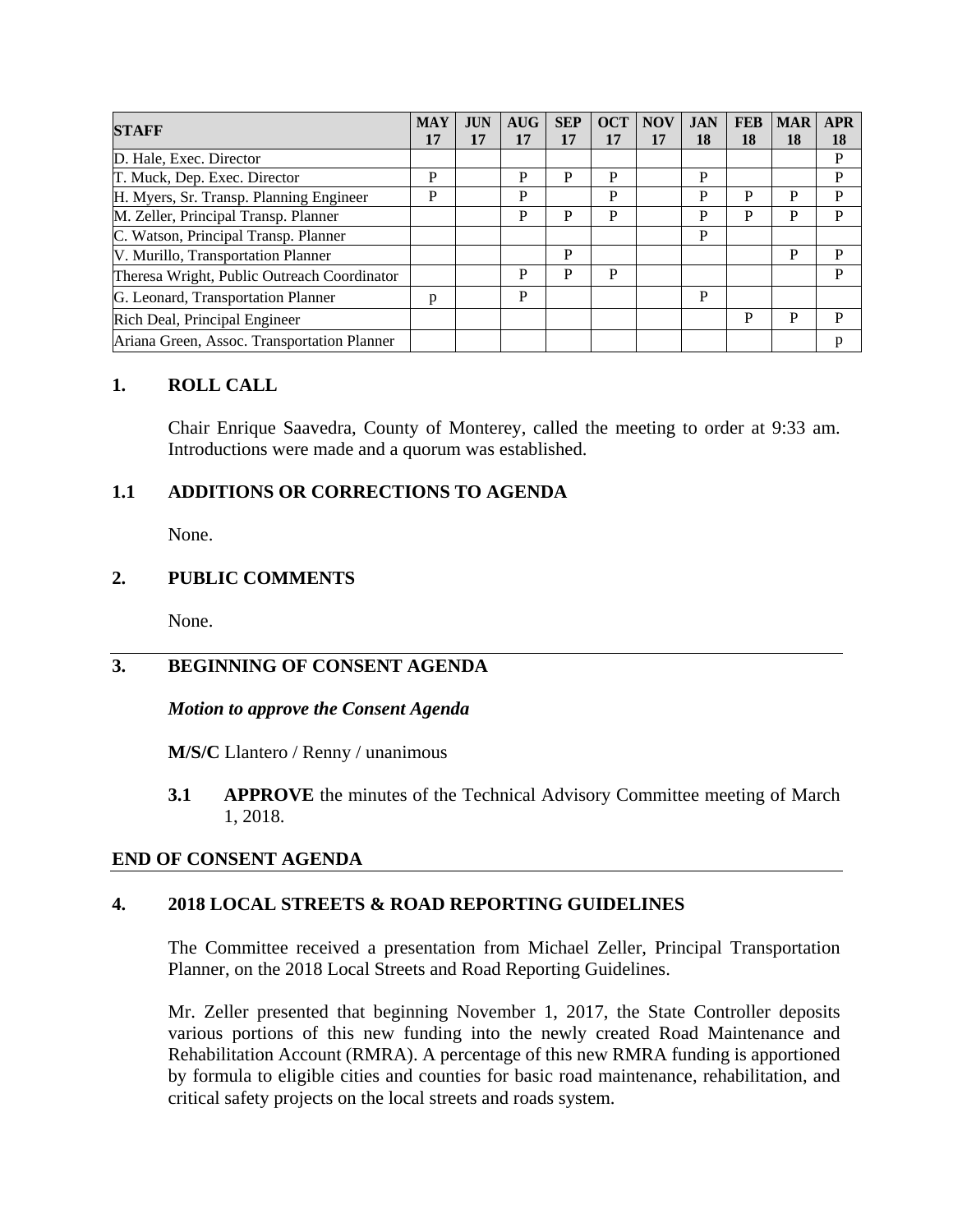| STAFF | MAY 17 | JUN 17 | AUG 17 | SEP 17 | OCT 17 | NOV 17 | JAN 18 | FEB 18 | MAR 18 | APR 18 |
|---|---|---|---|---|---|---|---|---|---|---|
| D. Hale, Exec. Director | | | | | | | | | | P |
| T. Muck, Dep. Exec. Director | P | | P | P | P | | P | | | P |
| H. Myers, Sr. Transp. Planning Engineer | P | | P | | P | | P | P | P | P |
| M. Zeller, Principal Transp. Planner | | | P | P | P | | P | P | P | P |
| C. Watson, Principal Transp. Planner | | | | | | | P | | | |
| V. Murillo, Transportation Planner | | | | P | | | | | P | P |
| Theresa Wright, Public Outreach Coordinator | | | P | P | P | | | | | P |
| G. Leonard, Transportation Planner | p | | P | | | | P | | | |
| Rich Deal, Principal Engineer | | | | | | | | P | P | P |
| Ariana Green, Assoc. Transportation Planner | | | | | | | | | | p |

## 1. ROLL CALL

Chair Enrique Saavedra, County of Monterey, called the meeting to order at 9:33 am. Introductions were made and a quorum was established.

## 1.1 ADDITIONS OR CORRECTIONS TO AGENDA

None.

## 2. PUBLIC COMMENTS

None.

## 3. BEGINNING OF CONSENT AGENDA

***Motion to approve the Consent Agenda***

**M/S/C** Llantero / Renny / unanimous

**3.1 APPROVE** the minutes of the Technical Advisory Committee meeting of March 1, 2018.

**END OF CONSENT AGENDA**

## 4. 2018 LOCAL STREETS & ROAD REPORTING GUIDELINES

The Committee received a presentation from Michael Zeller, Principal Transportation Planner, on the 2018 Local Streets and Road Reporting Guidelines.

Mr. Zeller presented that beginning November 1, 2017, the State Controller deposits various portions of this new funding into the newly created Road Maintenance and Rehabilitation Account (RMRA). A percentage of this new RMRA funding is apportioned by formula to eligible cities and counties for basic road maintenance, rehabilitation, and critical safety projects on the local streets and roads system.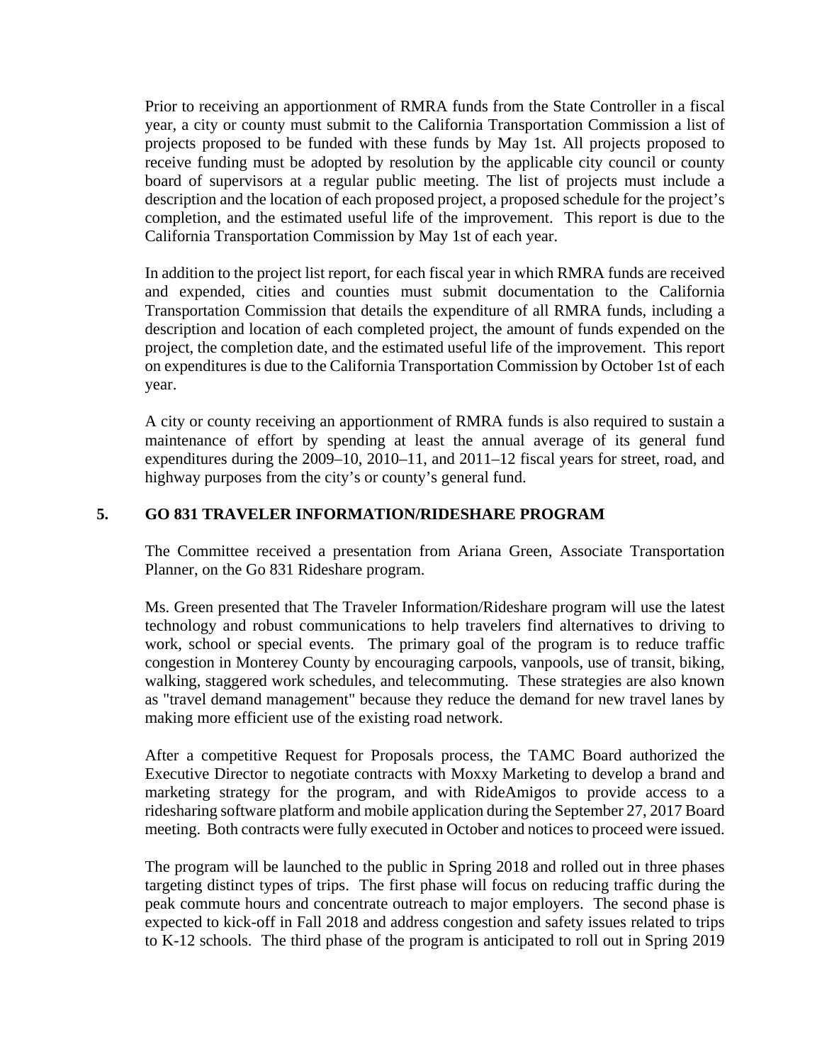Prior to receiving an apportionment of RMRA funds from the State Controller in a fiscal year, a city or county must submit to the California Transportation Commission a list of projects proposed to be funded with these funds by May 1st. All projects proposed to receive funding must be adopted by resolution by the applicable city council or county board of supervisors at a regular public meeting. The list of projects must include a description and the location of each proposed project, a proposed schedule for the project's completion, and the estimated useful life of the improvement. This report is due to the California Transportation Commission by May 1st of each year.

In addition to the project list report, for each fiscal year in which RMRA funds are received and expended, cities and counties must submit documentation to the California Transportation Commission that details the expenditure of all RMRA funds, including a description and location of each completed project, the amount of funds expended on the project, the completion date, and the estimated useful life of the improvement. This report on expenditures is due to the California Transportation Commission by October 1st of each year.

A city or county receiving an apportionment of RMRA funds is also required to sustain a maintenance of effort by spending at least the annual average of its general fund expenditures during the 2009–10, 2010–11, and 2011–12 fiscal years for street, road, and highway purposes from the city's or county's general fund.

## 5. GO 831 TRAVELER INFORMATION/RIDESHARE PROGRAM

The Committee received a presentation from Ariana Green, Associate Transportation Planner, on the Go 831 Rideshare program.

Ms. Green presented that The Traveler Information/Rideshare program will use the latest technology and robust communications to help travelers find alternatives to driving to work, school or special events. The primary goal of the program is to reduce traffic congestion in Monterey County by encouraging carpools, vanpools, use of transit, biking, walking, staggered work schedules, and telecommuting. These strategies are also known as "travel demand management" because they reduce the demand for new travel lanes by making more efficient use of the existing road network.

After a competitive Request for Proposals process, the TAMC Board authorized the Executive Director to negotiate contracts with Moxxy Marketing to develop a brand and marketing strategy for the program, and with RideAmigos to provide access to a ridesharing software platform and mobile application during the September 27, 2017 Board meeting. Both contracts were fully executed in October and notices to proceed were issued.

The program will be launched to the public in Spring 2018 and rolled out in three phases targeting distinct types of trips. The first phase will focus on reducing traffic during the peak commute hours and concentrate outreach to major employers. The second phase is expected to kick-off in Fall 2018 and address congestion and safety issues related to trips to K-12 schools. The third phase of the program is anticipated to roll out in Spring 2019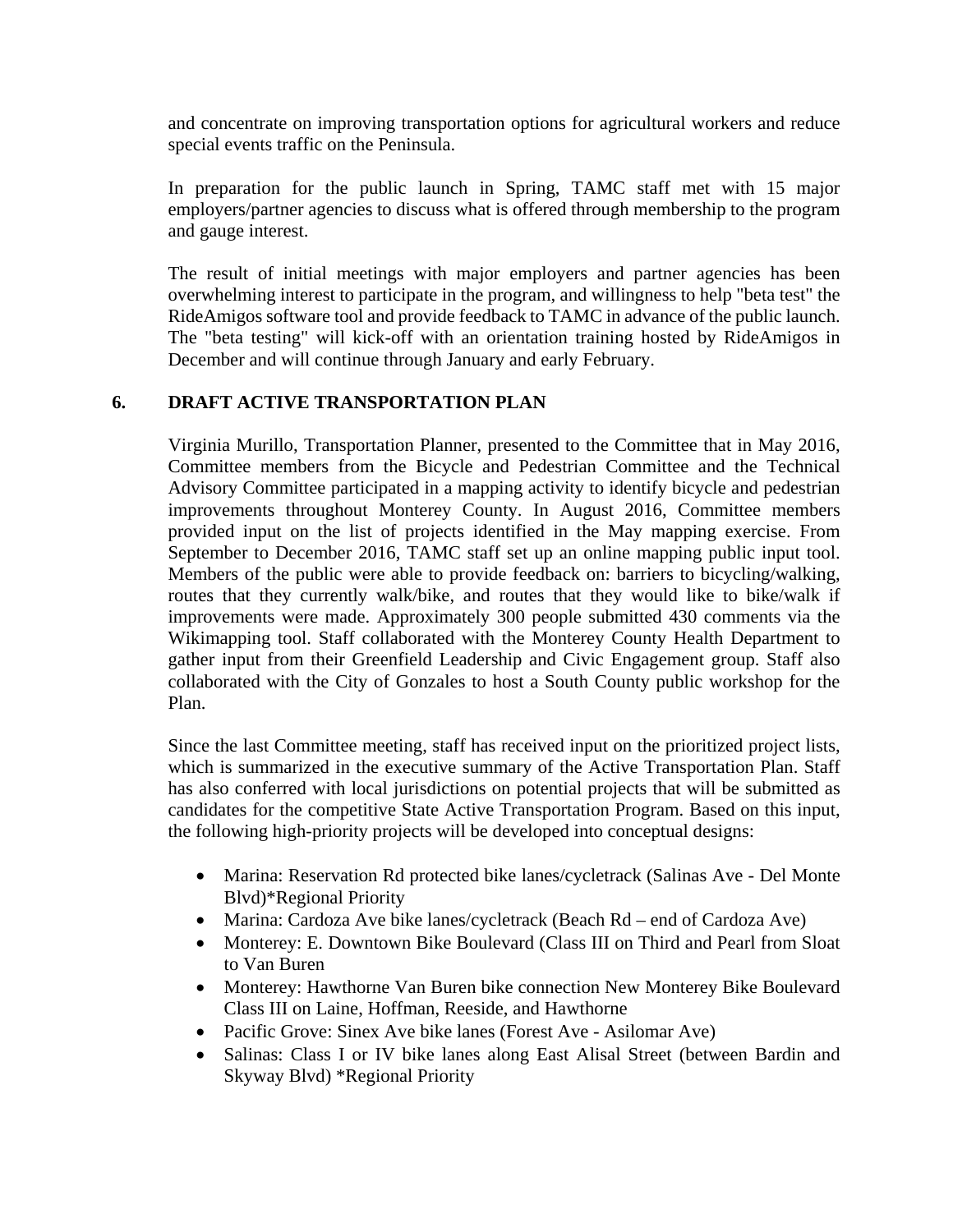and concentrate on improving transportation options for agricultural workers and reduce special events traffic on the Peninsula.

In preparation for the public launch in Spring, TAMC staff met with 15 major employers/partner agencies to discuss what is offered through membership to the program and gauge interest.

The result of initial meetings with major employers and partner agencies has been overwhelming interest to participate in the program, and willingness to help "beta test" the RideAmigos software tool and provide feedback to TAMC in advance of the public launch. The "beta testing" will kick-off with an orientation training hosted by RideAmigos in December and will continue through January and early February.

## 6. DRAFT ACTIVE TRANSPORTATION PLAN

Virginia Murillo, Transportation Planner, presented to the Committee that in May 2016, Committee members from the Bicycle and Pedestrian Committee and the Technical Advisory Committee participated in a mapping activity to identify bicycle and pedestrian improvements throughout Monterey County. In August 2016, Committee members provided input on the list of projects identified in the May mapping exercise. From September to December 2016, TAMC staff set up an online mapping public input tool. Members of the public were able to provide feedback on: barriers to bicycling/walking, routes that they currently walk/bike, and routes that they would like to bike/walk if improvements were made. Approximately 300 people submitted 430 comments via the Wikimapping tool. Staff collaborated with the Monterey County Health Department to gather input from their Greenfield Leadership and Civic Engagement group. Staff also collaborated with the City of Gonzales to host a South County public workshop for the Plan.

Since the last Committee meeting, staff has received input on the prioritized project lists, which is summarized in the executive summary of the Active Transportation Plan. Staff has also conferred with local jurisdictions on potential projects that will be submitted as candidates for the competitive State Active Transportation Program. Based on this input, the following high-priority projects will be developed into conceptual designs:

- Marina: Reservation Rd protected bike lanes/cycletrack (Salinas Ave - Del Monte Blvd)*Regional Priority
- Marina: Cardoza Ave bike lanes/cycletrack (Beach Rd – end of Cardoza Ave)
- Monterey: E. Downtown Bike Boulevard (Class III on Third and Pearl from Sloat to Van Buren
- Monterey: Hawthorne Van Buren bike connection New Monterey Bike Boulevard Class III on Laine, Hoffman, Reeside, and Hawthorne
- Pacific Grove: Sinex Ave bike lanes (Forest Ave - Asilomar Ave)
- Salinas: Class I or IV bike lanes along East Alisal Street (between Bardin and Skyway Blvd) *Regional Priority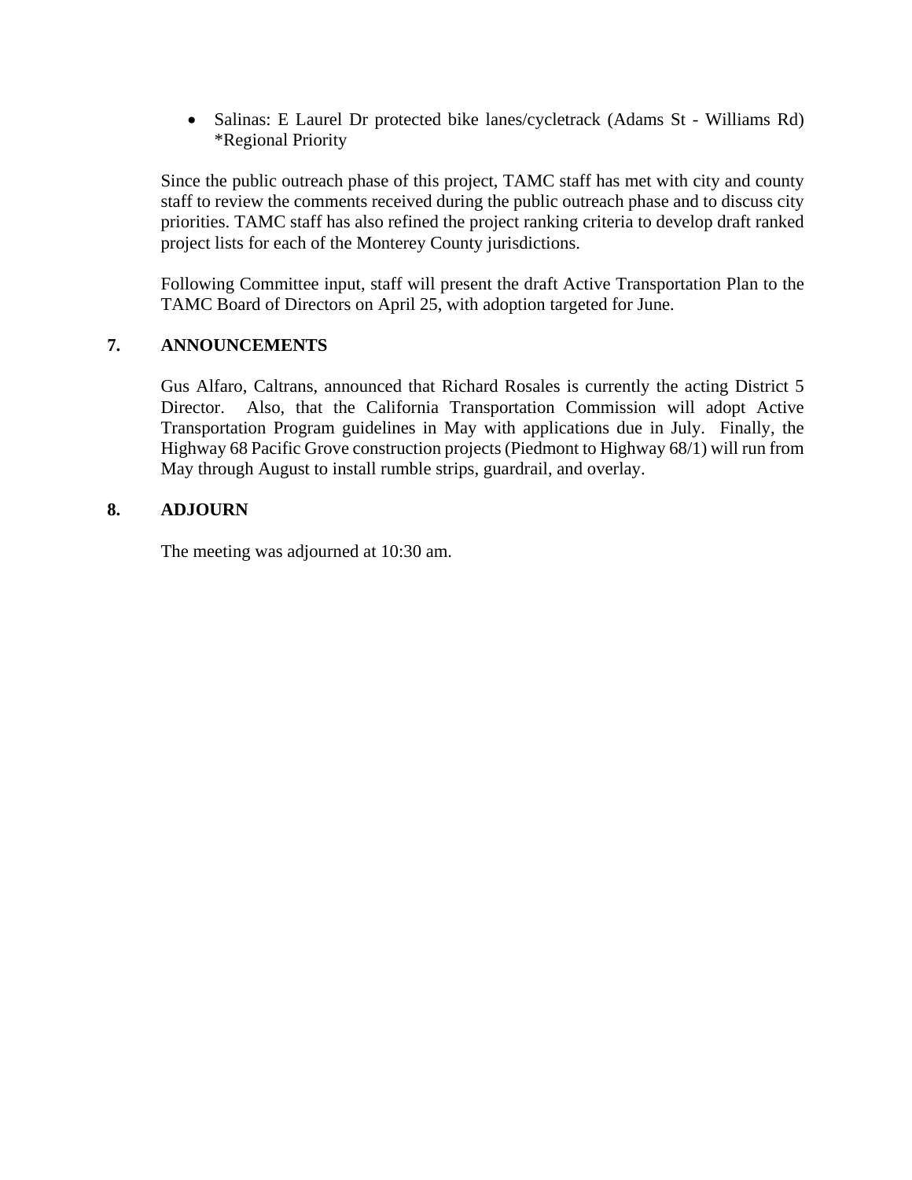- Salinas: E Laurel Dr protected bike lanes/cycletrack (Adams St - Williams Rd) *Regional Priority

Since the public outreach phase of this project, TAMC staff has met with city and county staff to review the comments received during the public outreach phase and to discuss city priorities. TAMC staff has also refined the project ranking criteria to develop draft ranked project lists for each of the Monterey County jurisdictions.

Following Committee input, staff will present the draft Active Transportation Plan to the TAMC Board of Directors on April 25, with adoption targeted for June.

## 7. ANNOUNCEMENTS

Gus Alfaro, Caltrans, announced that Richard Rosales is currently the acting District 5 Director. Also, that the California Transportation Commission will adopt Active Transportation Program guidelines in May with applications due in July. Finally, the Highway 68 Pacific Grove construction projects (Piedmont to Highway 68/1) will run from May through August to install rumble strips, guardrail, and overlay.

## 8. ADJOURN

The meeting was adjourned at 10:30 am.